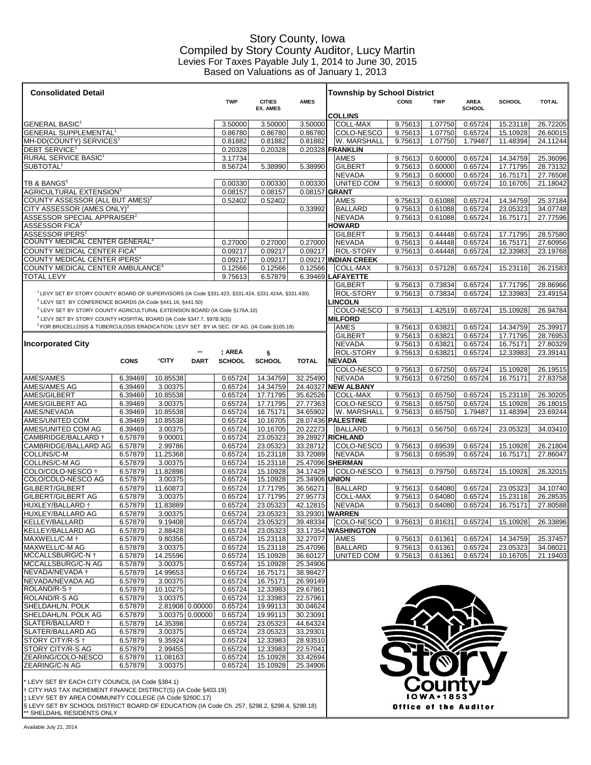# Story County, Iowa

## Compiled by Story County Auditor, Lucy Martin

Levies For Taxes Payable July 1, 2014 to June 30, 2015

Based on Valuations as of January 1, 2013

### Consolidated Detail

| | TWP | CITIES EX. AMES | AMES |
|---|---|---|---|
| GENERAL BASIC[1] | 3.50000 | 3.50000 | 3.50000 |
| GENERAL SUPPLEMENTAL[1] | 0.86780 | 0.86780 | 0.86780 |
| MH-DD(COUNTY) SERVICES[1] | 0.81882 | 0.81882 | 0.81882 |
| DEBT SERVICE[1] | 0.20328 | 0.20328 | 0.20328 |
| RURAL SERVICE BASIC[1] | 3.17734 | | |
| SUBTOTAL[1] | 8.56724 | 5.38990 | 5.38990 |
| TB & BANGS[5] | 0.00330 | 0.00330 | 0.00330 |
| AGRICULTURAL EXTENSION[3] | 0.08157 | 0.08157 | 0.08157 |
| COUNTY ASSESSOR (ALL BUT AMES)[2] | 0.52402 | 0.52402 | |
| CITY ASSESSOR (AMES ONLY)[2] | | | 0.33992 |
| ASSESSOR SPECIAL APPRAISER[2] | | | |
| ASSESSOR FICA[2] | | | |
| ASSESSOR IPERS[2] | | | |
| COUNTY MEDICAL CENTER GENERAL[4] | 0.27000 | 0.27000 | 0.27000 |
| COUNTY MEDICAL CENTER FICA[4] | 0.09217 | 0.09217 | 0.09217 |
| COUNTY MEDICAL CENTER IPERS[4] | 0.09217 | 0.09217 | 0.09217 |
| COUNTY MEDICAL CENTER AMBULANCE[4] | 0.12566 | 0.12566 | 0.12566 |
| TOTAL LEVY | 9.75613 | 6.57879 | 6.39469 |

[1] LEVY SET BY STORY COUNTY BOARD OF SUPERVISORS (IA Code §331.423, §331.424, §331.424A, §331.430)
[2] LEVY SET BY CONFERENCE BOARDS (IA Code §441.16, §441.50)
[3] LEVY SET BY STORY COUNTY AGRICULTURAL EXTENSION BOARD (IA Code §176A.10)
[4] LEVY SET BY STORY COUNTY HOSPITAL BOARD (IA Code §347.7, §97B.9(3))
[5] FOR BRUCELLOSIS & TUBERCULOSIS ERADICATION; LEVY SET BY IA SEC. OF AG. (IA Code §165.18)

### Incorporated City

| | CONS | *CITY | ** DART | ‡ AREA SCHOOL | § SCHOOL | TOTAL |
|---|---|---|---|---|---|---|
| AMES/AMES | 6.39469 | 10.85538 | | 0.65724 | 14.34759 | 32.25490 |
| AMES/AMES AG | 6.39469 | 3.00375 | | 0.65724 | 14.34759 | 24.40327 |
| AMES/GILBERT | 6.39469 | 10.85538 | | 0.65724 | 17.71795 | 35.62526 |
| AMES/GILBERT AG | 6.39469 | 3.00375 | | 0.65724 | 17.71795 | 27.77363 |
| AMES/NEVADA | 6.39469 | 10.85538 | | 0.65724 | 16.75171 | 34.65902 |
| AMES/UNITED COM | 6.39469 | 10.85538 | | 0.65724 | 10.16705 | 28.07436 |
| AMES/UNITED COM AG | 6.39469 | 3.00375 | | 0.65724 | 10.16705 | 20.22273 |
| CAMBRIDGE/BALLARD † | 6.57879 | 9.00001 | | 0.65724 | 23.05323 | 39.28927 |
| CAMBRIDGE/BALLARD AG | 6.57879 | 2.99786 | | 0.65724 | 23.05323 | 33.28712 |
| COLLINS/C-M | 6.57879 | 11.25368 | | 0.65724 | 15.23118 | 33.72089 |
| COLLINS/C-M AG | 6.57879 | 3.00375 | | 0.65724 | 15.23118 | 25.47096 |
| COLO/COLO-NESCO † | 6.57879 | 11.82898 | | 0.65724 | 15.10928 | 34.17429 |
| COLO/COLO-NESCO AG | 6.57879 | 3.00375 | | 0.65724 | 15.10928 | 25.34906 |
| GILBERT/GILBERT | 6.57879 | 11.60873 | | 0.65724 | 17.71795 | 36.56271 |
| GILBERT/GILBERT AG | 6.57879 | 3.00375 | | 0.65724 | 17.71795 | 27.95773 |
| HUXLEY/BALLARD † | 6.57879 | 11.83889 | | 0.65724 | 23.05323 | 42.12815 |
| HUXLEY/BALLARD AG | 6.57879 | 3.00375 | | 0.65724 | 23.05323 | 33.29301 |
| KELLEY/BALLARD | 6.57879 | 9.19408 | | 0.65724 | 23.05323 | 39.48334 |
| KELLEY/BALLARD AG | 6.57879 | 2.88428 | | 0.65724 | 23.05323 | 33.17354 |
| MAXWELL/C-M † | 6.57879 | 9.80356 | | 0.65724 | 15.23118 | 32.27077 |
| MAXWELL/C-M AG | 6.57879 | 3.00375 | | 0.65724 | 15.23118 | 25.47096 |
| MCCALLSBURG/C-N † | 6.57879 | 14.25596 | | 0.65724 | 15.10928 | 36.60127 |
| MCCALLSBURG/C-N AG | 6.57879 | 3.00375 | | 0.65724 | 15.10928 | 25.34906 |
| NEVADA/NEVADA † | 6.57879 | 14.99653 | | 0.65724 | 16.75171 | 38.98427 |
| NEVADA/NEVADA AG | 6.57879 | 3.00375 | | 0.65724 | 16.75171 | 26.99149 |
| ROLAND/R-S † | 6.57879 | 10.10275 | | 0.65724 | 12.33983 | 29.67861 |
| ROLAND/R-S AG | 6.57879 | 3.00375 | | 0.65724 | 12.33983 | 22.57961 |
| SHELDAHL/N. POLK | 6.57879 | 2.81908 | 0.00000 | 0.65724 | 19.99113 | 30.04624 |
| SHELDAHL/N. POLK AG | 6.57879 | 3.00375 | 0.00000 | 0.65724 | 19.99113 | 30.23091 |
| SLATER/BALLARD † | 6.57879 | 14.35398 | | 0.65724 | 23.05323 | 44.64324 |
| SLATER/BALLARD AG | 6.57879 | 3.00375 | | 0.65724 | 23.05323 | 33.29301 |
| STORY CITY/R-S † | 6.57879 | 9.35924 | | 0.65724 | 12.33983 | 28.93510 |
| STORY CITY/R-S AG | 6.57879 | 2.99455 | | 0.65724 | 12.33983 | 22.57041 |
| ZEARING/COLO-NESCO | 6.57879 | 11.08163 | | 0.65724 | 15.10928 | 33.42694 |
| ZEARING/C-N AG | 6.57879 | 3.00375 | | 0.65724 | 15.10928 | 25.34906 |

\* LEVY SET BY EACH CITY COUNCIL (IA Code §384.1)
† CITY HAS TAX INCREMENT FINANCE DISTRICT(S) (IA Code §403.19)
‡ LEVY SET BY AREA COMMUNITY COLLEGE (IA Code §260C.17)
§ LEVY SET BY SCHOOL DISTRICT BOARD OF EDUCATION (IA Code Ch. 257, §298.2, §298.4, §298.18)
\** SHELDAHL RESIDENTS ONLY

### Township by School District

| | CONS | TWP | AREA SCHOOL | SCHOOL | TOTAL |
|---|---|---|---|---|---|
| **COLLINS** | | | | | |
| COLL-MAX | 9.75613 | 1.07750 | 0.65724 | 15.23118 | 26.72205 |
| COLO-NESCO | 9.75613 | 1.07750 | 0.65724 | 15.10928 | 26.60015 |
| W. MARSHALL | 9.75613 | 1.07750 | 1.79487 | 11.48394 | 24.11244 |
| **FRANKLIN** | | | | | |
| AMES | 9.75613 | 0.60000 | 0.65724 | 14.34759 | 25.36096 |
| GILBERT | 9.75613 | 0.60000 | 0.65724 | 17.71795 | 28.73132 |
| NEVADA | 9.75613 | 0.60000 | 0.65724 | 16.75171 | 27.76508 |
| UNITED COM | 9.75613 | 0.60000 | 0.65724 | 10.16705 | 21.18042 |
| **GRANT** | | | | | |
| AMES | 9.75613 | 0.61088 | 0.65724 | 14.34759 | 25.37184 |
| BALLARD | 9.75613 | 0.61088 | 0.65724 | 23.05323 | 34.07748 |
| NEVADA | 9.75613 | 0.61088 | 0.65724 | 16.75171 | 27.77596 |
| **HOWARD** | | | | | |
| GILBERT | 9.75613 | 0.44448 | 0.65724 | 17.71795 | 28.57580 |
| NEVADA | 9.75613 | 0.44448 | 0.65724 | 16.75171 | 27.60956 |
| ROL-STORY | 9.75613 | 0.44448 | 0.65724 | 12.33983 | 23.19768 |
| **INDIAN CREEK** | | | | | |
| COLL-MAX | 9.75613 | 0.57128 | 0.65724 | 15.23118 | 26.21583 |
| **LAFAYETTE** | | | | | |
| GILBERT | 9.75613 | 0.73834 | 0.65724 | 17.71795 | 28.86966 |
| ROL-STORY | 9.75613 | 0.73834 | 0.65724 | 12.33983 | 23.49154 |
| **LINCOLN** | | | | | |
| COLO-NESCO | 9.75613 | 1.42519 | 0.65724 | 15.10928 | 26.94784 |
| **MILFORD** | | | | | |
| AMES | 9.75613 | 0.63821 | 0.65724 | 14.34759 | 25.39917 |
| GILBERT | 9.75613 | 0.63821 | 0.65724 | 17.71795 | 28.76953 |
| NEVADA | 9.75613 | 0.63821 | 0.65724 | 16.75171 | 27.80329 |
| ROL-STORY | 9.75613 | 0.63821 | 0.65724 | 12.33983 | 23.39141 |
| **NEVADA** | | | | | |
| COLO-NESCO | 9.75613 | 0.67250 | 0.65724 | 15.10928 | 26.19515 |
| NEVADA | 9.75613 | 0.67250 | 0.65724 | 16.75171 | 27.83758 |
| **NEW ALBANY** | | | | | |
| COLL-MAX | 9.75613 | 0.65750 | 0.65724 | 15.23118 | 26.30205 |
| COLO-NESCO | 9.75613 | 0.65750 | 0.65724 | 15.10928 | 26.18015 |
| W. MARSHALL | 9.75613 | 0.65750 | 1.79487 | 11.48394 | 23.69244 |
| **PALESTINE** | | | | | |
| BALLARD | 9.75613 | 0.56750 | 0.65724 | 23.05323 | 34.03410 |
| **RICHLAND** | | | | | |
| COLO-NESCO | 9.75613 | 0.69539 | 0.65724 | 15.10928 | 26.21804 |
| NEVADA | 9.75613 | 0.69539 | 0.65724 | 16.75171 | 27.86047 |
| **SHERMAN** | | | | | |
| COLO-NESCO | 9.75613 | 0.79750 | 0.65724 | 15.10928 | 26.32015 |
| **UNION** | | | | | |
| BALLARD | 9.75613 | 0.64080 | 0.65724 | 23.05323 | 34.10740 |
| COLL-MAX | 9.75613 | 0.64080 | 0.65724 | 15.23118 | 26.28535 |
| NEVADA | 9.75613 | 0.64080 | 0.65724 | 16.75171 | 27.80588 |
| **WARREN** | | | | | |
| COLO-NESCO | 9.75613 | 0.81631 | 0.65724 | 15.10928 | 26.33896 |
| **WASHINGTON** | | | | | |
| AMES | 9.75613 | 0.61361 | 0.65724 | 14.34759 | 25.37457 |
| BALLARD | 9.75613 | 0.61361 | 0.65724 | 23.05323 | 34.08021 |
| UNITED COM | 9.75613 | 0.61361 | 0.65724 | 10.16705 | 21.19403 |

Story County IOWA • 1853
Office of the Auditor

Available July 21, 2014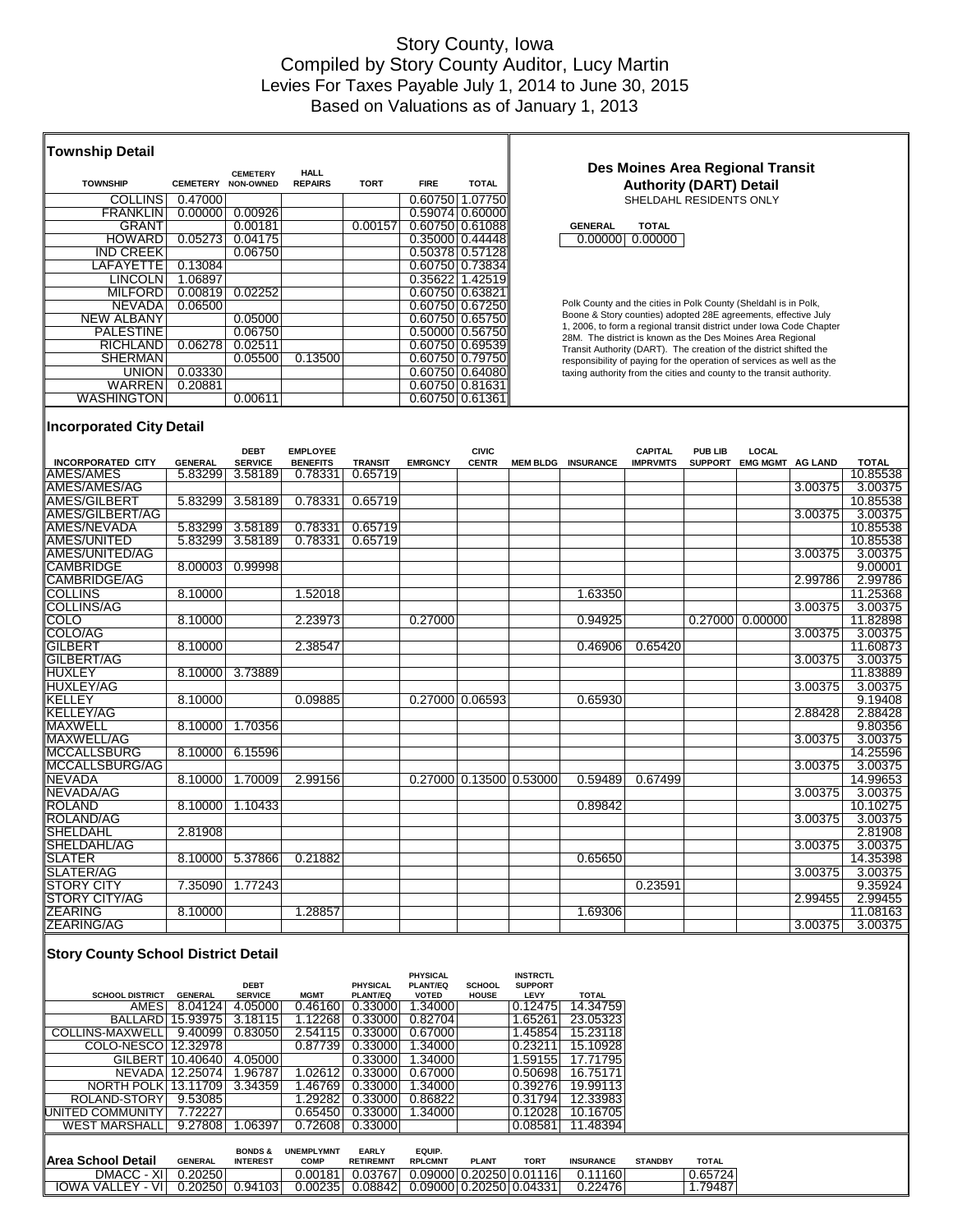# Story County, Iowa
## Compiled by Story County Auditor, Lucy Martin
## Levies For Taxes Payable July 1, 2014 to June 30, 2015
## Based on Valuations as of January 1, 2013

### Township Detail

| TOWNSHIP | CEMETERY | CEMETERY NON-OWNED | HALL REPAIRS | TORT | FIRE | TOTAL |
|---|---|---|---|---|---|---|
| COLLINS | 0.47000 | | | | 0.60750 | 1.07750 |
| FRANKLIN | 0.00000 | 0.00926 | | | 0.59074 | 0.60000 |
| GRANT | | 0.00181 | | 0.00157 | 0.60750 | 0.61088 |
| HOWARD | 0.05273 | 0.04175 | | | 0.35000 | 0.44448 |
| IND CREEK | | 0.06750 | | | 0.50378 | 0.57128 |
| LAFAYETTE | 0.13084 | | | | 0.60750 | 0.73834 |
| LINCOLN | 1.06897 | | | | 0.35622 | 1.42519 |
| MILFORD | 0.00819 | 0.02252 | | | 0.60750 | 0.63821 |
| NEVADA | 0.06500 | | | | 0.60750 | 0.67250 |
| NEW ALBANY | | 0.05000 | | | 0.60750 | 0.65750 |
| PALESTINE | | 0.06750 | | | 0.50000 | 0.56750 |
| RICHLAND | 0.06278 | 0.02511 | | | 0.60750 | 0.69539 |
| SHERMAN | | 0.05500 | 0.13500 | | 0.60750 | 0.79750 |
| UNION | 0.03330 | | | | 0.60750 | 0.64080 |
| WARREN | 0.20881 | | | | 0.60750 | 0.81631 |
| WASHINGTON | | 0.00611 | | | 0.60750 | 0.61361 |

### Des Moines Area Regional Transit Authority (DART) Detail

SHELDAHL RESIDENTS ONLY

| GENERAL | TOTAL |
|---|---|
| 0.00000 | 0.00000 |

Polk County and the cities in Polk County (Sheldahl is in Polk, Boone & Story counties) adopted 28E agreements, effective July 1, 2006, to form a regional transit district under Iowa Code Chapter 28M. The district is known as the Des Moines Area Regional Transit Authority (DART). The creation of the district shifted the responsibility of paying for the operation of services as well as the taxing authority from the cities and county to the transit authority.

### Incorporated City Detail

| INCORPORATED CITY | GENERAL | DEBT SERVICE | EMPLOYEE BENEFITS | TRANSIT | EMRGNCY | CIVIC CENTR | MEM BLDG | INSURANCE | CAPITAL IMPRVMTS | PUB LIB SUPPORT | LOCAL EMG MGMT | AG LAND | TOTAL |
|---|---|---|---|---|---|---|---|---|---|---|---|---|---|
| AMES/AMES | 5.83299 | 3.58189 | 0.78331 | 0.65719 | | | | | | | | | 10.85538 |
| AMES/AMES/AG | | | | | | | | | | | | 3.00375 | 3.00375 |
| AMES/GILBERT | 5.83299 | 3.58189 | 0.78331 | 0.65719 | | | | | | | | | 10.85538 |
| AMES/GILBERT/AG | | | | | | | | | | | | 3.00375 | 3.00375 |
| AMES/NEVADA | 5.83299 | 3.58189 | 0.78331 | 0.65719 | | | | | | | | | 10.85538 |
| AMES/UNITED | 5.83299 | 3.58189 | 0.78331 | 0.65719 | | | | | | | | | 10.85538 |
| AMES/UNITED/AG | | | | | | | | | | | | 3.00375 | 3.00375 |
| CAMBRIDGE | 8.00003 | 0.99998 | | | | | | | | | | | 9.00001 |
| CAMBRIDGE/AG | | | | | | | | | | | | 2.99786 | 2.99786 |
| COLLINS | 8.10000 | | 1.52018 | | | | | 1.63350 | | | | | 11.25368 |
| COLLINS/AG | | | | | | | | | | | | 3.00375 | 3.00375 |
| COLO | 8.10000 | | 2.23973 | | 0.27000 | | | 0.94925 | | 0.27000 | 0.00000 | | 11.82898 |
| COLO/AG | | | | | | | | | | | | 3.00375 | 3.00375 |
| GILBERT | 8.10000 | | 2.38547 | | | | | 0.46906 | 0.65420 | | | | 11.60873 |
| GILBERT/AG | | | | | | | | | | | | 3.00375 | 3.00375 |
| HUXLEY | 8.10000 | 3.73889 | | | | | | | | | | | 11.83889 |
| HUXLEY/AG | | | | | | | | | | | | 3.00375 | 3.00375 |
| KELLEY | 8.10000 | | 0.09885 | | 0.27000 | 0.06593 | | 0.65930 | | | | | 9.19408 |
| KELLEY/AG | | | | | | | | | | | | 2.88428 | 2.88428 |
| MAXWELL | 8.10000 | 1.70356 | | | | | | | | | | | 9.80356 |
| MAXWELL/AG | | | | | | | | | | | | 3.00375 | 3.00375 |
| MCCALLSBURG | 8.10000 | 6.15596 | | | | | | | | | | | 14.25596 |
| MCCALLSBURG/AG | | | | | | | | | | | | 3.00375 | 3.00375 |
| NEVADA | 8.10000 | 1.70009 | 2.99156 | | 0.27000 | 0.13500 | 0.53000 | 0.59489 | 0.67499 | | | | 14.99653 |
| NEVADA/AG | | | | | | | | | | | | 3.00375 | 3.00375 |
| ROLAND | 8.10000 | 1.10433 | | | | | | 0.89842 | | | | | 10.10275 |
| ROLAND/AG | | | | | | | | | | | | 3.00375 | 3.00375 |
| SHELDAHL | 2.81908 | | | | | | | | | | | | 2.81908 |
| SHELDAHL/AG | | | | | | | | | | | | 3.00375 | 3.00375 |
| SLATER | 8.10000 | 5.37866 | 0.21882 | | | | | 0.65650 | | | | | 14.35398 |
| SLATER/AG | | | | | | | | | | | | 3.00375 | 3.00375 |
| STORY CITY | 7.35090 | 1.77243 | | | | | | | 0.23591 | | | | 9.35924 |
| STORY CITY/AG | | | | | | | | | | | | 2.99455 | 2.99455 |
| ZEARING | 8.10000 | | 1.28857 | | | | | 1.69306 | | | | | 11.08163 |
| ZEARING/AG | | | | | | | | | | | | 3.00375 | 3.00375 |

### Story County School District Detail

| SCHOOL DISTRICT | GENERAL | DEBT SERVICE | MGMT | PHYSICAL PLANT/EQ | PHYSICAL PLANT/EQ VOTED | SCHOOL HOUSE | INSTRCTL SUPPORT LEVY | TOTAL |
|---|---|---|---|---|---|---|---|---|
| AMES | 8.04124 | 4.05000 | 0.46160 | 0.33000 | 1.34000 | | 0.12475 | 14.34759 |
| BALLARD | 15.93975 | 3.18115 | 1.12268 | 0.33000 | 0.82704 | | 1.65261 | 23.05323 |
| COLLINS-MAXWELL | 9.40099 | 0.83050 | 2.54115 | 0.33000 | 0.67000 | | 1.45854 | 15.23118 |
| COLO-NESCO | 12.32978 | | 0.87739 | 0.33000 | 1.34000 | | 0.23211 | 15.10928 |
| GILBERT | 10.40640 | 4.05000 | | 0.33000 | 1.34000 | | 1.59155 | 17.71795 |
| NEVADA | 12.25074 | 1.96787 | 1.02612 | 0.33000 | 0.67000 | | 0.50698 | 16.75171 |
| NORTH POLK | 13.11709 | 3.34359 | 1.46769 | 0.33000 | 1.34000 | | 0.39276 | 19.99113 |
| ROLAND-STORY | 9.53085 | | 1.29282 | 0.33000 | 0.86822 | | 0.31794 | 12.33983 |
| UNITED COMMUNITY | 7.72227 | | 0.65450 | 0.33000 | 1.34000 | | 0.12028 | 10.16705 |
| WEST MARSHALL | 9.27808 | 1.06397 | 0.72608 | 0.33000 | | | 0.08581 | 11.48394 |

### Area School Detail

| Area School Detail | GENERAL | BONDS & INTEREST | UNEMPLYMNT COMP | EARLY RETIREMNT | EQUIP. RPLCMNT | PLANT | TORT | INSURANCE | STANDBY | TOTAL |
|---|---|---|---|---|---|---|---|---|---|---|
| DMACC - XI | 0.20250 | | 0.00181 | 0.03767 | 0.09000 | 0.20250 | 0.01116 | 0.11160 | | 0.65724 |
| IOWA VALLEY - VI | 0.20250 | 0.94103 | 0.00235 | 0.08842 | 0.09000 | 0.20250 | 0.04331 | 0.22476 | | 1.79487 |